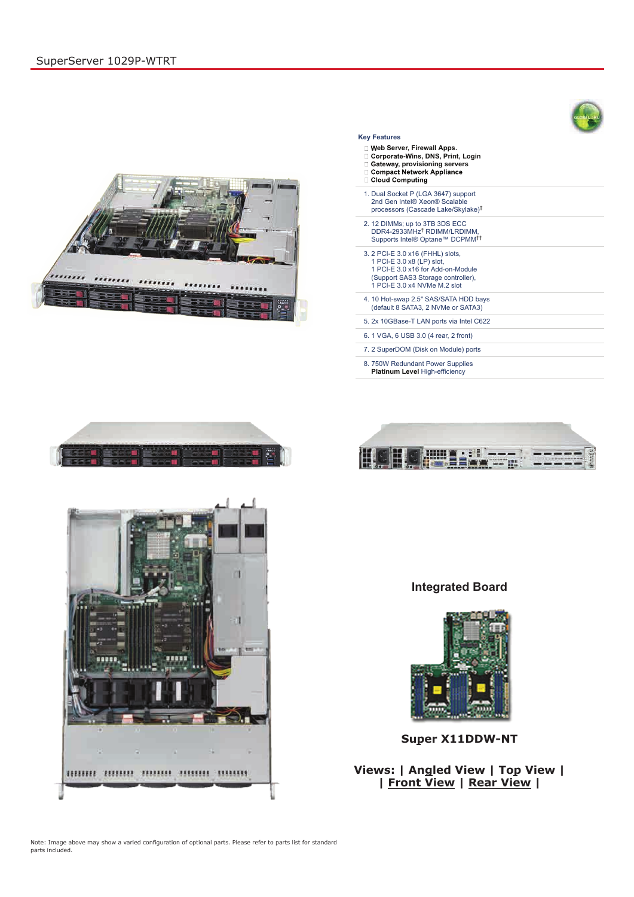# SuperServer 1029P-WTRT

## Key Features

- Web Server, Firewall Apps.
- Corporate-Wins, DNS, Print, Login
- Gateway, provisioning servers
- Compact Network Appliance
- Cloud Computing

1. Dual Socket P (LGA 3647) support 2nd Gen Intel® Xeon® Scalable processors (Cascade Lake/Skylake)‡
2. 12 DIMMs; up to 3TB 3DS ECC DDR4-2933MHz† RDIMM/LRDIMM, Supports Intel® Optane™ DCPMM††
3. 2 PCI-E 3.0 x16 (FHHL) slots, 1 PCI-E 3.0 x8 (LP) slot, 1 PCI-E 3.0 x16 for Add-on-Module (Support SAS3 Storage controller), 1 PCI-E 3.0 x4 NVMe M.2 slot
4. 10 Hot-swap 2.5" SAS/SATA HDD bays (default 8 SATA3, 2 NVMe or SATA3)
5. 2x 10GBase-T LAN ports via Intel C622
6. 1 VGA, 6 USB 3.0 (4 rear, 2 front)
7. 2 SuperDOM (Disk on Module) ports
8. 750W Redundant Power Supplies **Platinum Level** High-efficiency

## Integrated Board

**Super X11DDW-NT**

**Views: | Angled View | Top View | | Front View | Rear View |**

Note: Image above may show a varied configuration of optional parts. Please refer to parts list for standard parts included.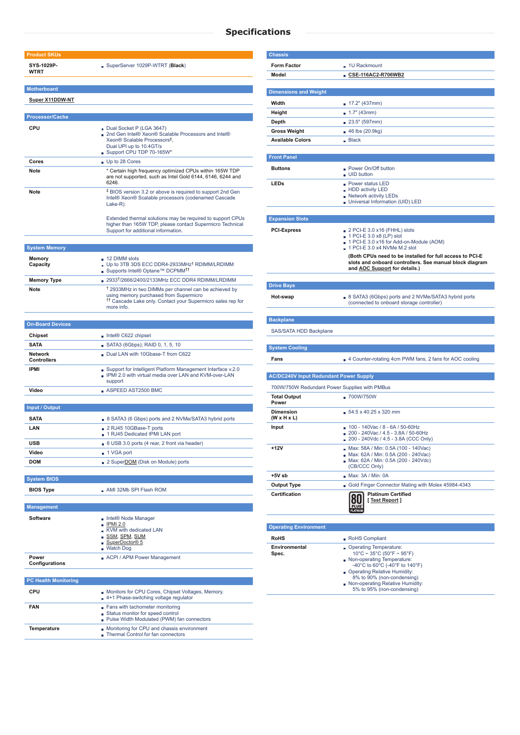# Specifications

## Product SKUs

| | |
|---|---|
| SYS-1029P-WTRT | SuperServer 1029P-WTRT (**Black**) |

## Motherboard

Super X11DDW-NT

## Processor/Cache

| | |
|---|---|
| CPU | Dual Socket P (LGA 3647)<br>2nd Gen Intel® Xeon® Scalable Processors and Intel® Xeon® Scalable Processors‡, Dual UPI up to 10.4GT/s<br>Support CPU TDP 70-165W* |
| Cores | Up to 28 Cores |
| Note | * Certain high frequency optimized CPUs within 165W TDP are not supported, such as Intel Gold 6144, 6146, 6244 and 6246. |
| Note | ‡ BIOS version 3.2 or above is required to support 2nd Gen Intel® Xeon® Scalable processors (codenamed Cascade Lake-R).<br><br>Extended thermal solutions may be required to support CPUs higher than 165W TDP, please contact Supermicro Technical Support for additional information. |

## System Memory

| | |
|---|---|
| Memory Capacity | 12 DIMM slots<br>Up to 3TB 3DS ECC DDR4-2933MHz† RDIMM/LRDIMM<br>Supports Intel® Optane™ DCPMM†† |
| Memory Type | 2933†/2666/2400/2133MHz ECC DDR4 RDIMM/LRDIMM |
| Note | † 2933MHz in two DIMMs per channel can be achieved by using memory purchased from Supermicro<br>†† Cascade Lake only. Contact your Supermicro sales rep for more info. |

## On-Board Devices

| | |
|---|---|
| Chipset | Intel® C622 chipset |
| SATA | SATA3 (6Gbps); RAID 0, 1, 5, 10 |
| Network Controllers | Dual LAN with 10Gbase-T from C622 |
| IPMI | Support for Intelligent Platform Management Interface v.2.0<br>IPMI 2.0 with virtual media over LAN and KVM-over-LAN support |
| Video | ASPEED AST2500 BMC |

## Input / Output

| | |
|---|---|
| SATA | 8 SATA3 (6 Gbps) ports and 2 NVMe/SATA3 hybrid ports |
| LAN | 2 RJ45 10GBase-T ports<br>1 RJ45 Dedicated IPMI LAN port |
| USB | 6 USB 3.0 ports (4 rear, 2 front via header) |
| Video | 1 VGA port |
| DOM | 2 SuperDOM (Disk on Module) ports |

## System BIOS

| | |
|---|---|
| BIOS Type | AMI 32Mb SPI Flash ROM |

## Management

| | |
|---|---|
| Software | Intel® Node Manager<br>IPMI 2.0<br>KVM with dedicated LAN<br>SSM, SPM, SUM<br>SuperDoctor® 5<br>Watch Dog |
| Power Configurations | ACPI / APM Power Management |

## PC Health Monitoring

| | |
|---|---|
| CPU | Monitors for CPU Cores, Chipset Voltages, Memory.<br>4+1 Phase-switching voltage regulator |
| FAN | Fans with tachometer monitoring<br>Status monitor for speed control<br>Pulse Width Modulated (PWM) fan connectors |
| Temperature | Monitoring for CPU and chassis environment<br>Thermal Control for fan connectors |

## Chassis

| | |
|---|---|
| Form Factor | 1U Rackmount |
| Model | **CSE-116AC2-R706WB2** |

## Dimensions and Weight

| | |
|---|---|
| Width | 17.2" (437mm) |
| Height | 1.7" (43mm) |
| Depth | 23.5" (597mm) |
| Gross Weight | 46 lbs (20.9kg) |
| Available Colors | Black |

## Front Panel

| | |
|---|---|
| Buttons | Power On/Off button<br>UID button |
| LEDs | Power status LED<br>HDD activity LED<br>Network activity LEDs<br>Universal Information (UID) LED |

## Expansion Slots

| | |
|---|---|
| PCI-Express | 2 PCI-E 3.0 x16 (FHHL) slots<br>1 PCI-E 3.0 x8 (LP) slot<br>1 PCI-E 3.0 x16 for Add-on-Module (AOM)<br>1 PCI-E 3.0 x4 NVMe M.2 slot<br>**(Both CPUs need to be installed for full access to PCI-E slots and onboard controllers. See manual block diagram and AOC Support for details.)** |

## Drive Bays

| | |
|---|---|
| Hot-swap | 8 SATA3 (6Gbps) ports and 2 NVMe/SATA3 hybrid ports (connected to onboard storage controller) |

## Backplane

SAS/SATA HDD Backplane

## System Cooling

| | |
|---|---|
| Fans | 4 Counter-rotating 4cm PWM fans, 2 fans for AOC cooling |

## AC/DC240V Input Redundant Power Supply

700W/750W Redundant Power Supplies with PMBus

| | |
|---|---|
| Total Output Power | 700W/750W |
| Dimension (W x H x L) | 54.5 x 40.25 x 320 mm |
| Input | 100 - 140Vac / 8 - 6A / 50-60Hz<br>200 - 240Vac / 4.5 - 3.8A / 50-60Hz<br>200 - 240Vdc / 4.5 - 3.8A (CCC Only) |
| +12V | Max: 58A / Min: 0.5A (100 - 140Vac)<br>Max: 62A / Min: 0.5A (200 - 240Vac)<br>Max: 62A / Min: 0.5A (200 - 240Vdc) (CB/CCC Only) |
| +5V sb | Max: 3A / Min: 0A |
| Output Type | Gold Finger Connector Mating with Molex 45984-4343 |
| Certification | 80 PLUS Platinum — **Platinum Certified** [ Test Report ] |

## Operating Environment

| | |
|---|---|
| RoHS | RoHS Compliant |
| Environmental Spec. | Operating Temperature: 10°C ~ 35°C (50°F ~ 95°F)<br>Non-operating Temperature: -40°C to 60°C (-40°F to 140°F)<br>Operating Relative Humidity: 8% to 90% (non-condensing)<br>Non-operating Relative Humidity: 5% to 95% (non-condensing) |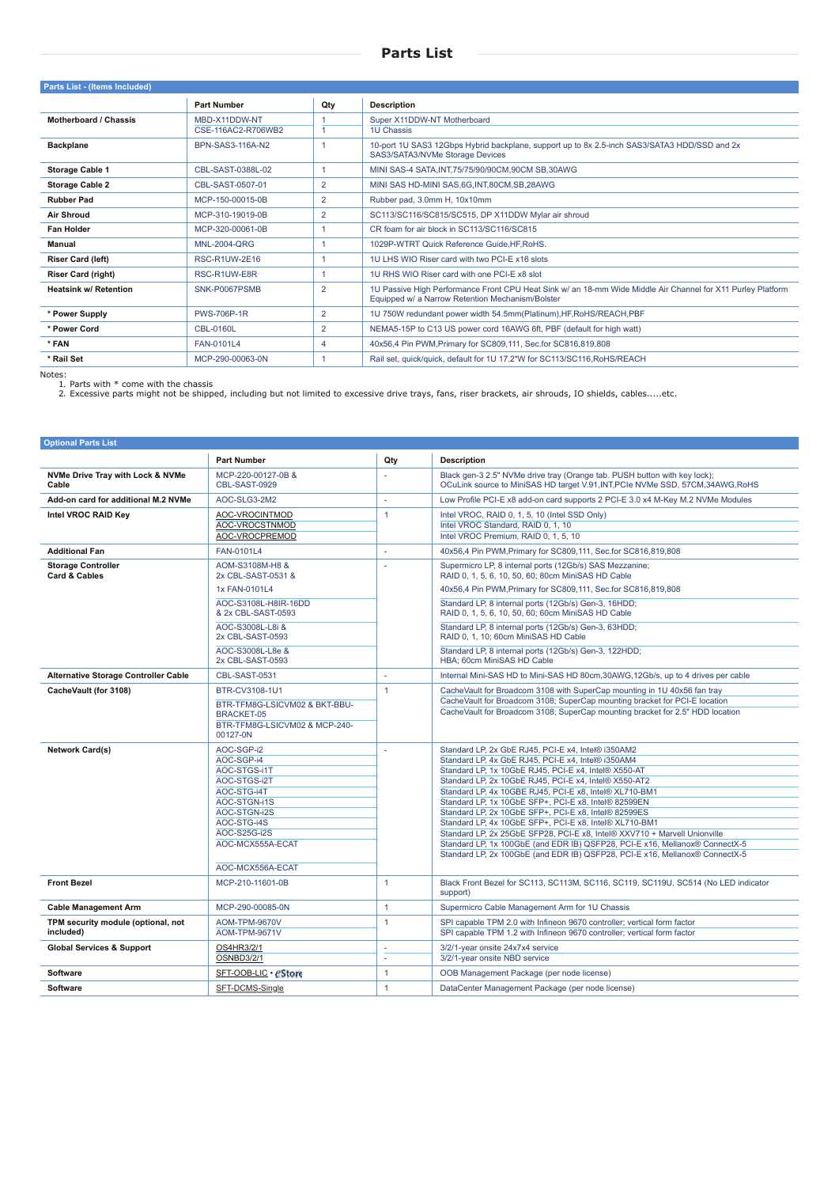# Parts List

| Parts List - (Items Included) | Part Number | Qty | Description |
|---|---|---|---|
| **Motherboard / Chassis** | MBD-X11DDW-NT<br>CSE-116AC2-R706WB2 | 1<br>1 | Super X11DDW-NT Motherboard<br>1U Chassis |
| **Backplane** | BPN-SAS3-116A-N2 | 1 | 10-port 1U SAS3 12Gbps Hybrid backplane, support up to 8x 2.5-inch SAS3/SATA3 HDD/SSD and 2x SAS3/SATA3/NVMe Storage Devices |
| **Storage Cable 1** | CBL-SAST-0388L-02 | 1 | MINI SAS-4 SATA,INT,75/75/90/90CM,90CM SB,30AWG |
| **Storage Cable 2** | CBL-SAST-0507-01 | 2 | MINI SAS HD-MINI SAS,6G,INT,80CM,SB,28AWG |
| **Rubber Pad** | MCP-150-00015-0B | 2 | Rubber pad, 3.0mm H, 10x10mm |
| **Air Shroud** | MCP-310-19019-0B | 2 | SC113/SC116/SC815/SC515, DP X11DDW Mylar air shroud |
| **Fan Holder** | MCP-320-00061-0B | 1 | CR foam for air block in SC113/SC116/SC815 |
| **Manual** | MNL-2004-QRG | 1 | 1029P-WTRT Quick Reference Guide,HF,RoHS. |
| **Riser Card (left)** | RSC-R1UW-2E16 | 1 | 1U LHS WIO Riser card with two PCI-E x16 slots |
| **Riser Card (right)** | RSC-R1UW-E8R | 1 | 1U RHS WIO Riser card with one PCI-E x8 slot |
| **Heatsink w/ Retention** | SNK-P0067PSMB | 2 | 1U Passive High Performance Front CPU Heat Sink w/ an 18-mm Wide Middle Air Channel for X11 Purley Platform Equipped w/ a Narrow Retention Mechanism/Bolster |
| *** Power Supply** | PWS-706P-1R | 2 | 1U 750W redundant power width 54.5mm(Platinum),HF,RoHS/REACH,PBF |
| *** Power Cord** | CBL-0160L | 2 | NEMA5-15P to C13 US power cord 16AWG 6ft, PBF (default for high watt) |
| *** FAN** | FAN-0101L4 | 4 | 40x56,4 Pin PWM,Primary for SC809,111, Sec.for SC816,819,808 |
| *** Rail Set** | MCP-290-00063-0N | 1 | Rail set, quick/quick, default for 1U 17.2"W for SC113/SC116,RoHS/REACH |

Notes:

1. Parts with * come with the chassis
2. Excessive parts might not be shipped, including but not limited to excessive drive trays, fans, riser brackets, air shrouds, IO shields, cables.....etc.

| Optional Parts List | Part Number | Qty | Description |
|---|---|---|---|
| **NVMe Drive Tray with Lock & NVMe Cable** | MCP-220-00127-0B &<br>CBL-SAST-0929 | - | Black gen-3 2.5" NVMe drive tray (Orange tab. PUSH button with key lock);<br>OCuLink source to MiniSAS HD target V.91,INT,PCIe NVMe SSD, 57CM,34AWG,RoHS |
| **Add-on card for additional M.2 NVMe** | AOC-SLG3-2M2 | - | Low Profile PCI-E x8 add-on card supports 2 PCI-E 3.0 x4 M-Key M.2 NVMe Modules |
| **Intel VROC RAID Key** | AOC-VROCINTMOD<br>AOC-VROCSTNMOD<br>AOC-VROCPREMOD | 1 | Intel VROC, RAID 0, 1, 5, 10 (Intel SSD Only)<br>Intel VROC Standard, RAID 0, 1, 10<br>Intel VROC Premium, RAID 0, 1, 5, 10 |
| **Additional Fan** | FAN-0101L4 | - | 40x56,4 Pin PWM,Primary for SC809,111, Sec.for SC816,819,808 |
| **Storage Controller Card & Cables** | AOM-S3108M-H8 &<br>2x CBL-SAST-0531 & | - | Supermicro LP, 8 internal ports (12Gb/s) SAS Mezzanine;<br>RAID 0, 1, 5, 6, 10, 50, 60; 80cm MiniSAS HD Cable |
| | 1x FAN-0101L4 | | 40x56,4 Pin PWM,Primary for SC809,111, Sec.for SC816,819,808 |
| | AOC-S3108L-H8IR-16DD<br>& 2x CBL-SAST-0593 | | Standard LP, 8 internal ports (12Gb/s) Gen-3, 16HDD;<br>RAID 0, 1, 5, 6, 10, 50, 60; 60cm MiniSAS HD Cable |
| | AOC-S3008L-L8i &<br>2x CBL-SAST-0593 | | Standard LP, 8 internal ports (12Gb/s) Gen-3, 63HDD;<br>RAID 0, 1, 10; 60cm MiniSAS HD Cable |
| | AOC-S3008L-L8e &<br>2x CBL-SAST-0593 | | Standard LP, 8 internal ports (12Gb/s) Gen-3, 122HDD;<br>HBA; 60cm MiniSAS HD Cable |
| **Alternative Storage Controller Cable** | CBL-SAST-0531 | - | Internal Mini-SAS HD to Mini-SAS HD 80cm,30AWG,12Gb/s, up to 4 drives per cable |
| **CacheVault (for 3108)** | BTR-CV3108-1U1<br>BTR-TFM8G-LSICVM02 & BKT-BBU-BRACKET-05<br>BTR-TFM8G-LSICVM02 & MCP-240-00127-0N | 1 | CacheVault for Broadcom 3108 with SuperCap mounting in 1U 40x56 fan tray<br>CacheVault for Broadcom 3108; SuperCap mounting bracket for PCI-E location<br>CacheVault for Broadcom 3108; SuperCap mounting bracket for 2.5" HDD location |
| **Network Card(s)** | AOC-SGP-i2<br>AOC-SGP-i4<br>AOC-STGS-i1T<br>AOC-STGS-i2T<br>AOC-STG-i4T<br>AOC-STGN-i1S<br>AOC-STGN-i2S<br>AOC-STG-i4S<br>AOC-S25G-i2S<br>AOC-MCX555A-ECAT<br>AOC-MCX556A-ECAT | - | Standard LP, 2x GbE RJ45, PCI-E x4, Intel® i350AM2<br>Standard LP, 4x GbE RJ45, PCI-E x4, Intel® i350AM4<br>Standard LP, 1x 10GbE RJ45, PCI-E x4, Intel® X550-AT<br>Standard LP, 2x 10GbE RJ45, PCI-E x4, Intel® X550-AT2<br>Standard LP, 4x 10GBE RJ45, PCI-E x8, Intel® XL710-BM1<br>Standard LP, 1x 10GbE SFP+, PCI-E x8, Intel® 82599EN<br>Standard LP, 2x 10GbE SFP+, PCI-E x8, Intel® 82599ES<br>Standard LP, 4x 10GbE SFP+, PCI-E x8, Intel® XL710-BM1<br>Standard LP, 2x 25GbE SFP28, PCI-E x8, Intel® XXV710 + Marvell Unionville<br>Standard LP, 1x 100GbE (and EDR IB) QSFP28, PCI-E x16, Mellanox® ConnectX-5<br>Standard LP, 2x 100GbE (and EDR IB) QSFP28, PCI-E x16, Mellanox® ConnectX-5 |
| **Front Bezel** | MCP-210-11601-0B | 1 | Black Front Bezel for SC113, SC113M, SC116, SC119, SC119U, SC514 (No LED indicator support) |
| **Cable Management Arm** | MCP-290-00085-0N | 1 | Supermicro Cable Management Arm for 1U Chassis |
| **TPM security module (optional, not included)** | AOM-TPM-9670V<br>AOM-TPM-9671V | 1 | SPI capable TPM 2.0 with Infineon 9670 controller; vertical form factor<br>SPI capable TPM 1.2 with Infineon 9670 controller; vertical form factor |
| **Global Services & Support** | OS4HR3/2/1<br>OSNBD3/2/1 | -<br>- | 3/2/1-year onsite 24x7x4 service<br>3/2/1-year onsite NBD service |
| **Software** | SFT-OOB-LIC • eStore | 1 | OOB Management Package (per node license) |
| **Software** | SFT-DCMS-Single | 1 | DataCenter Management Package (per node license) |